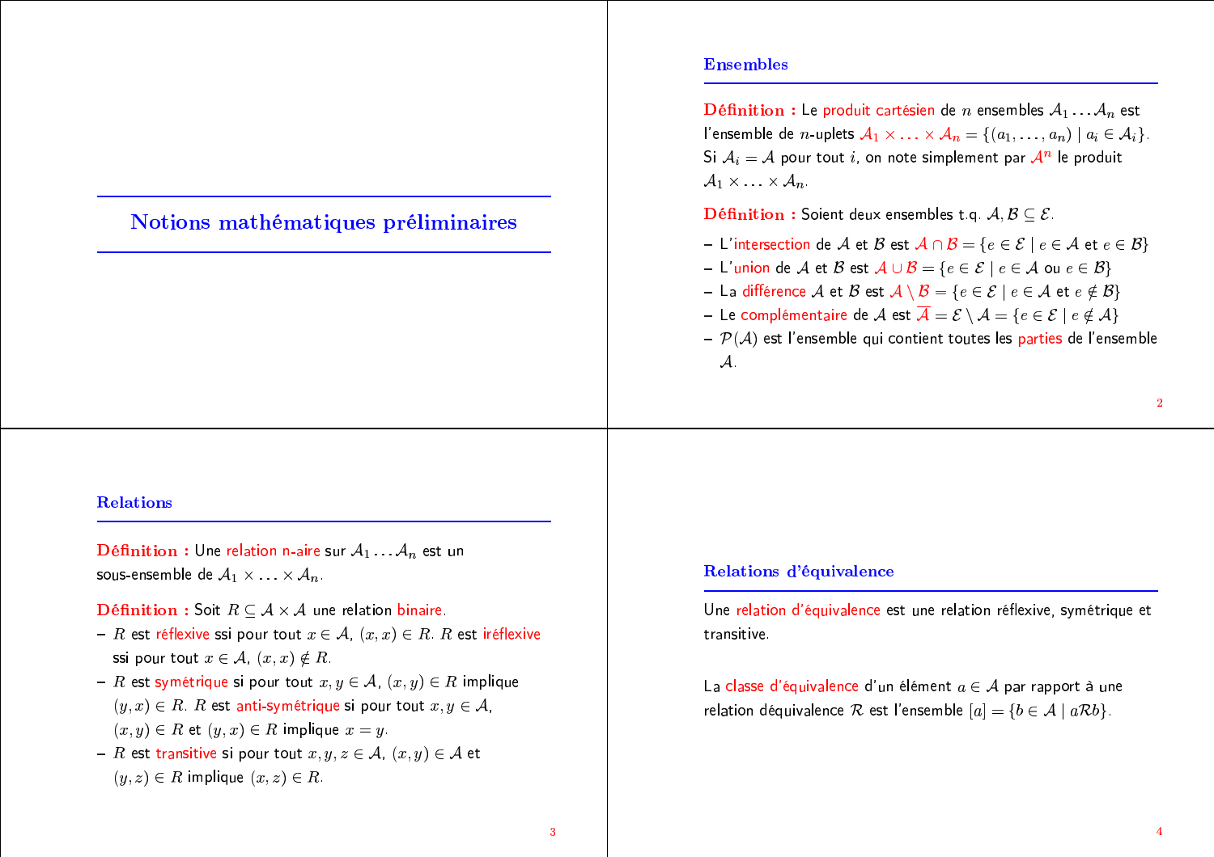# Notions mathématiques préliminaires

## Ensembles

**Définition :** Le produit cartésien de $n$ ensembles $\mathcal{A}_1 \dots \mathcal{A}_n$ est l'ensemble de $n$-uplets $\mathcal{A}_1 \times \dots \times \mathcal{A}_n = \{(a_1, \dots, a_n) \mid a_i \in \mathcal{A}_i\}$. Si $\mathcal{A}_i = \mathcal{A}$ pour tout $i$, on note simplement par $\mathcal{A}^n$ le produit $\mathcal{A}_1 \times \dots \times \mathcal{A}_n$.

**Définition :** Soient deux ensembles t.q. $\mathcal{A}, \mathcal{B} \subseteq \mathcal{E}$.

- L'intersection de $\mathcal{A}$ et $\mathcal{B}$ est $\mathcal{A} \cap \mathcal{B} = \{e \in \mathcal{E} \mid e \in \mathcal{A} \text{ et } e \in \mathcal{B}\}$
- L'union de $\mathcal{A}$ et $\mathcal{B}$ est $\mathcal{A} \cup \mathcal{B} = \{e \in \mathcal{E} \mid e \in \mathcal{A} \text{ ou } e \in \mathcal{B}\}$
- La différence $\mathcal{A}$ et $\mathcal{B}$ est $\mathcal{A} \setminus \mathcal{B} = \{e \in \mathcal{E} \mid e \in \mathcal{A} \text{ et } e \notin \mathcal{B}\}$
- Le complémentaire de $\mathcal{A}$ est $\overline{\mathcal{A}} = \mathcal{E} \setminus \mathcal{A} = \{e \in \mathcal{E} \mid e \notin \mathcal{A}\}$
- $\mathcal{P}(\mathcal{A})$ est l'ensemble qui contient toutes les parties de l'ensemble $\mathcal{A}$.

## Relations

**Définition :** Une relation n-aire sur $\mathcal{A}_1 \dots \mathcal{A}_n$ est un sous-ensemble de $\mathcal{A}_1 \times \dots \times \mathcal{A}_n$.

**Définition :** Soit $R \subseteq \mathcal{A} \times \mathcal{A}$ une relation binaire.

- $R$ est réflexive ssi pour tout $x \in \mathcal{A}$, $(x, x) \in R$. $R$ est iréflexive ssi pour tout $x \in \mathcal{A}$, $(x, x) \notin R$.
- $R$ est symétrique si pour tout $x, y \in \mathcal{A}$, $(x, y) \in R$ implique $(y, x) \in R$. $R$ est anti-symétrique si pour tout $x, y \in \mathcal{A}$, $(x, y) \in R$ et $(y, x) \in R$ implique $x = y$.
- $R$ est transitive si pour tout $x, y, z \in \mathcal{A}$, $(x, y) \in \mathcal{A}$ et $(y, z) \in R$ implique $(x, z) \in R$.

## Relations d'équivalence

Une relation d'équivalence est une relation réflexive, symétrique et transitive.

La classe d'équivalence d'un élément $a \in \mathcal{A}$ par rapport à une relation déquivalence $\mathcal{R}$ est l'ensemble $[a] = \{b \in \mathcal{A} \mid a\mathcal{R}b\}$.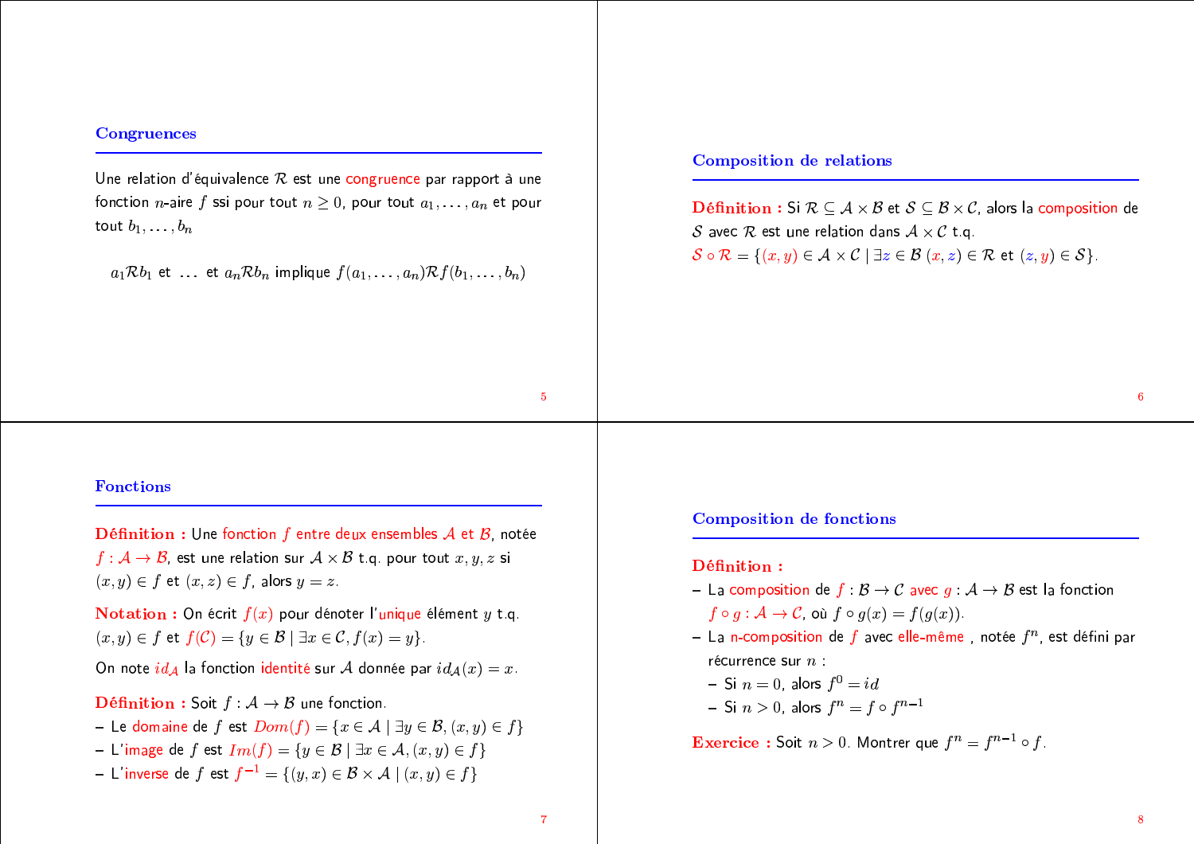## Congruences

Une relation d'équivalence $\mathcal{R}$ est une congruence par rapport à une fonction $n$-aire $f$ ssi pour tout $n \geq 0$, pour tout $a_1, \ldots, a_n$ et pour tout $b_1, \ldots, b_n$

$$a_1 \mathcal{R} b_1 \text{ et } \ldots \text{ et } a_n \mathcal{R} b_n \text{ implique } f(a_1, \ldots, a_n) \mathcal{R} f(b_1, \ldots, b_n)$$

## Composition de relations

**Définition :** Si $\mathcal{R} \subseteq \mathcal{A} \times \mathcal{B}$ et $\mathcal{S} \subseteq \mathcal{B} \times \mathcal{C}$, alors la composition de $\mathcal{S}$ avec $\mathcal{R}$ est une relation dans $\mathcal{A} \times \mathcal{C}$ t.q.
$\mathcal{S} \circ \mathcal{R} = \{(x, y) \in \mathcal{A} \times \mathcal{C} \mid \exists z \in \mathcal{B}\ (x, z) \in \mathcal{R} \text{ et } (z, y) \in \mathcal{S}\}$.

## Fonctions

**Définition :** Une fonction $f$ entre deux ensembles $\mathcal{A}$ et $\mathcal{B}$, notée $f : \mathcal{A} \to \mathcal{B}$, est une relation sur $\mathcal{A} \times \mathcal{B}$ t.q. pour tout $x, y, z$ si $(x, y) \in f$ et $(x, z) \in f$, alors $y = z$.

**Notation :** On écrit $f(x)$ pour dénoter l'unique élément $y$ t.q. $(x, y) \in f$ et $f(\mathcal{C}) = \{y \in \mathcal{B} \mid \exists x \in \mathcal{C}, f(x) = y\}$.

On note $id_{\mathcal{A}}$ la fonction identité sur $\mathcal{A}$ donnée par $id_{\mathcal{A}}(x) = x$.

**Définition :** Soit $f : \mathcal{A} \to \mathcal{B}$ une fonction.

- Le domaine de $f$ est $Dom(f) = \{x \in \mathcal{A} \mid \exists y \in \mathcal{B}, (x, y) \in f\}$
- L'image de $f$ est $Im(f) = \{y \in \mathcal{B} \mid \exists x \in \mathcal{A}, (x, y) \in f\}$
- L'inverse de $f$ est $f^{-1} = \{(y, x) \in \mathcal{B} \times \mathcal{A} \mid (x, y) \in f\}$

## Composition de fonctions

**Définition :**

- La composition de $f : \mathcal{B} \to \mathcal{C}$ avec $g : \mathcal{A} \to \mathcal{B}$ est la fonction $f \circ g : \mathcal{A} \to \mathcal{C}$, où $f \circ g(x) = f(g(x))$.
- La n-composition de $f$ avec elle-même , notée $f^n$, est défini par récurrence sur $n$ :
  - Si $n = 0$, alors $f^0 = id$
  - Si $n > 0$, alors $f^n = f \circ f^{n-1}$

**Exercice :** Soit $n > 0$. Montrer que $f^n = f^{n-1} \circ f$.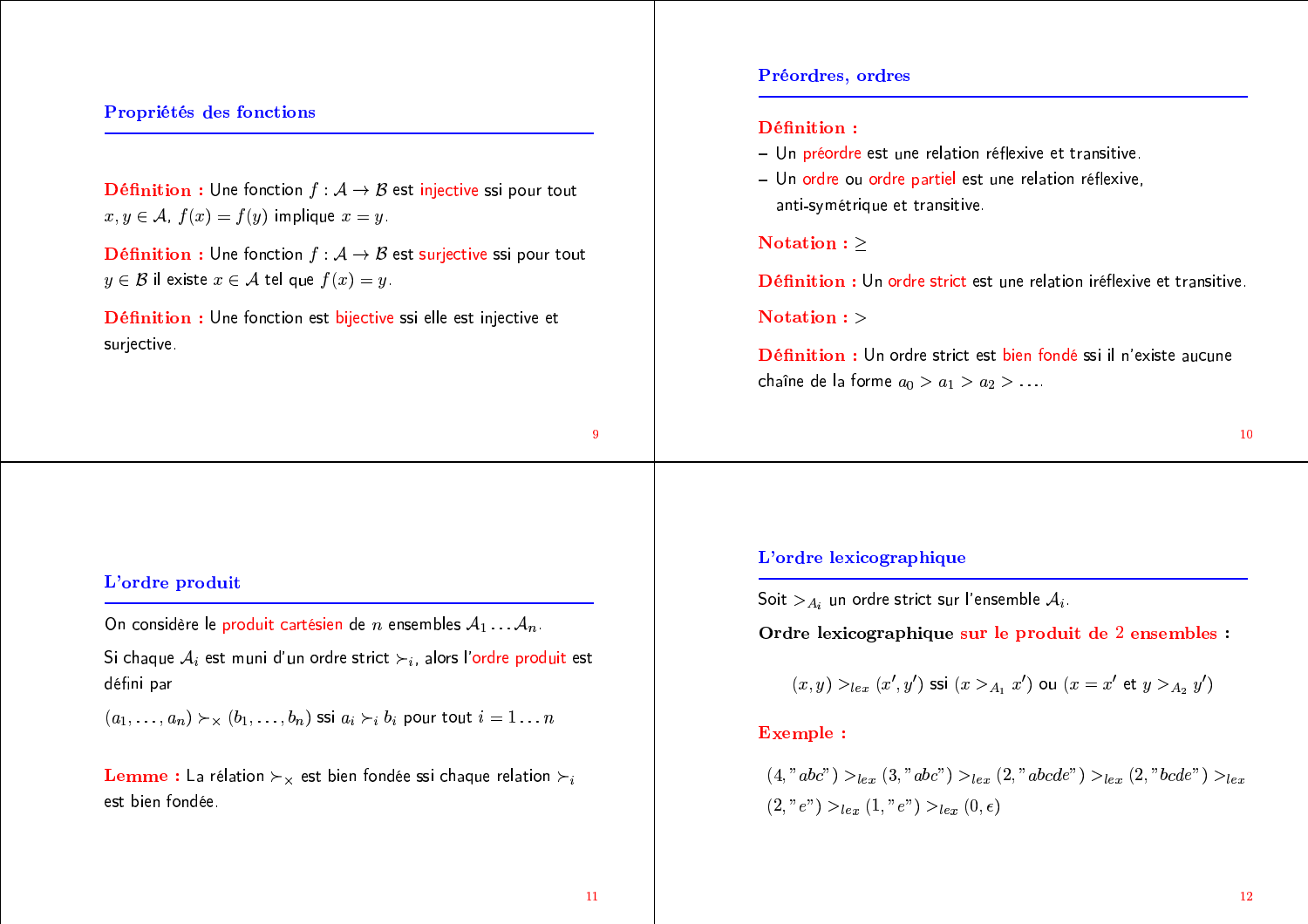## Propriétés des fonctions

**Définition :** Une fonction $f : \mathcal{A} \rightarrow \mathcal{B}$ est injective ssi pour tout $x, y \in \mathcal{A}$, $f(x) = f(y)$ implique $x = y$.

**Définition :** Une fonction $f : \mathcal{A} \rightarrow \mathcal{B}$ est surjective ssi pour tout $y \in \mathcal{B}$ il existe $x \in \mathcal{A}$ tel que $f(x) = y$.

**Définition :** Une fonction est bijective ssi elle est injective et surjective.

## Préordres, ordres

**Définition :**

- Un préordre est une relation réflexive et transitive.
- Un ordre ou ordre partiel est une relation réflexive, anti-symétrique et transitive.

**Notation :** $\geq$

**Définition :** Un ordre strict est une relation iréflexive et transitive.

**Notation :** $>$

**Définition :** Un ordre strict est bien fondé ssi il n'existe aucune chaîne de la forme $a_0 > a_1 > a_2 > \ldots$.

## L'ordre produit

On considère le produit cartésien de $n$ ensembles $\mathcal{A}_1 \ldots \mathcal{A}_n$.

Si chaque $\mathcal{A}_i$ est muni d'un ordre strict $\succ_i$, alors l'ordre produit est défini par

$(a_1, \ldots, a_n) \succ_\times (b_1, \ldots, b_n)$ ssi $a_i \succ_i b_i$ pour tout $i = 1 \ldots n$

**Lemme :** La rélation $\succ_\times$ est bien fondée ssi chaque relation $\succ_i$ est bien fondée.

## L'ordre lexicographique

Soit $>_{A_i}$ un ordre strict sur l'ensemble $\mathcal{A}_i$.

**Ordre lexicographique sur le produit de 2 ensembles :**

$$(x, y) >_{lex} (x', y') \text{ ssi } (x >_{A_1} x') \text{ ou } (x = x' \text{ et } y >_{A_2} y')$$

**Exemple :**

$(4, "abc") >_{lex} (3, "abc") >_{lex} (2, "abcde") >_{lex} (2, "bcde") >_{lex} (2, "e") >_{lex} (1, "e") >_{lex} (0, \epsilon)$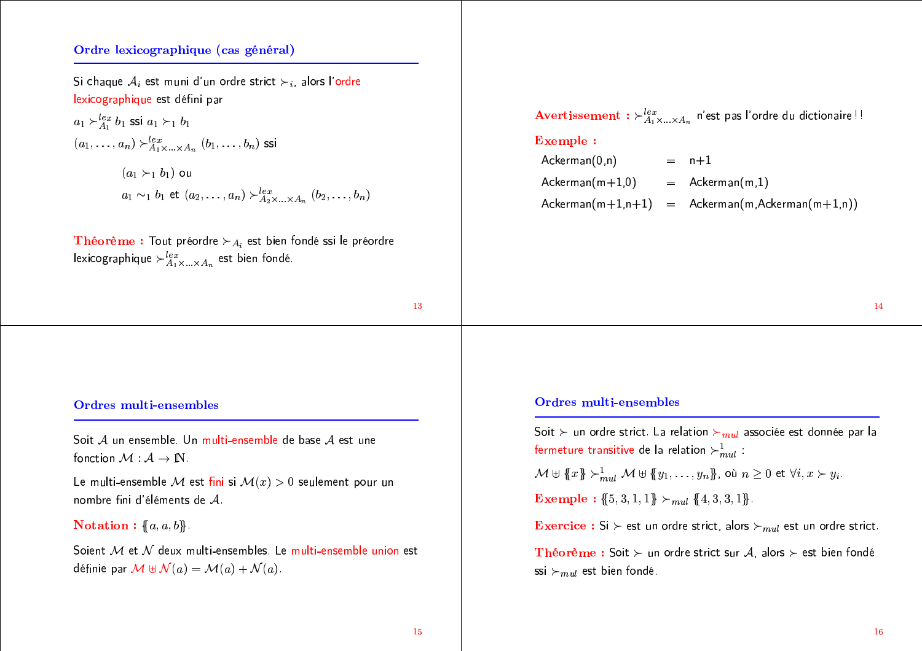## Ordre lexicographique (cas général)

Si chaque $\mathcal{A}_i$ est muni d'un ordre strict $\succ_i$, alors l'ordre lexicographique est défini par

$a_1 \succ^{lex}_{A_1} b_1$ ssi $a_1 \succ_1 b_1$

$(a_1, \ldots, a_n) \succ^{lex}_{A_1 \times \ldots \times A_n} (b_1, \ldots, b_n)$ ssi

$(a_1 \succ_1 b_1)$ ou

$a_1 \sim_1 b_1$ et $(a_2, \ldots, a_n) \succ^{lex}_{A_2 \times \ldots \times A_n} (b_2, \ldots, b_n)$

**Théorème :** Tout préordre $\succ_{A_i}$ est bien fondé ssi le préordre lexicographique $\succ^{lex}_{A_1 \times \ldots \times A_n}$ est bien fondé.

**Avertissement :** $\succ^{lex}_{A_1 \times \ldots \times A_n}$ n'est pas l'ordre du dictionaire ! !

**Exemple :**

| | | |
|---|---|---|
| Ackerman(0,n) | = | n+1 |
| Ackerman(m+1,0) | = | Ackerman(m,1) |
| Ackerman(m+1,n+1) | = | Ackerman(m,Ackerman(m+1,n)) |

## Ordres multi-ensembles

Soit $\mathcal{A}$ un ensemble. Un multi-ensemble de base $\mathcal{A}$ est une fonction $\mathcal{M} : \mathcal{A} \to \mathbb{N}$.

Le multi-ensemble $\mathcal{M}$ est fini si $\mathcal{M}(x) > 0$ seulement pour un nombre fini d'éléments de $\mathcal{A}$.

**Notation :** $\{\!\{a, a, b\}\!\}$.

Soient $\mathcal{M}$ et $\mathcal{N}$ deux multi-ensembles. Le multi-ensemble union est définie par $\mathcal{M} \uplus \mathcal{N}(a) = \mathcal{M}(a) + \mathcal{N}(a)$.

## Ordres multi-ensembles

Soit $\succ$ un ordre strict. La relation $\succ_{mul}$ associée est donnée par la fermeture transitive de la relation $\succ^1_{mul}$ :

$\mathcal{M} \uplus \{\!\{x\}\!\} \succ^1_{mul} \mathcal{M} \uplus \{\!\{y_1, \ldots, y_n\}\!\}$, où $n \geq 0$ et $\forall i, x \succ y_i$.

**Exemple :** $\{\!\{5, 3, 1, 1\}\!\} \succ_{mul} \{\!\{4, 3, 3, 1\}\!\}$.

**Exercice :** Si $\succ$ est un ordre strict, alors $\succ_{mul}$ est un ordre strict.

**Théorème :** Soit $\succ$ un ordre strict sur $\mathcal{A}$, alors $\succ$ est bien fondé ssi $\succ_{mul}$ est bien fondé.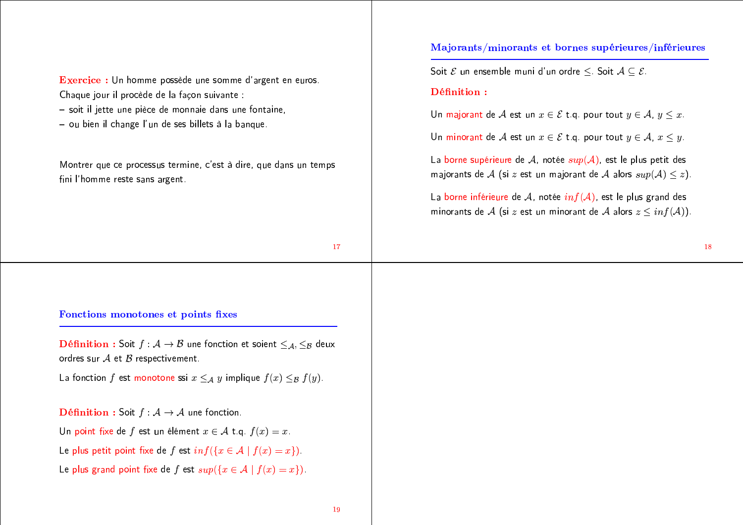**Exercice :** Un homme possède une somme d'argent en euros. Chaque jour il procède de la façon suivante :

– soit il jette une pièce de monnaie dans une fontaine,
– ou bien il change l'un de ses billets à la banque.

Montrer que ce processus termine, c'est à dire, que dans un temps fini l'homme reste sans argent.

## Majorants/minorants et bornes supérieures/inférieures

Soit $\mathcal{E}$ un ensemble muni d'un ordre $\leq$. Soit $\mathcal{A} \subseteq \mathcal{E}$.

**Définition :**

Un majorant de $\mathcal{A}$ est un $x \in \mathcal{E}$ t.q. pour tout $y \in \mathcal{A}$, $y \leq x$.

Un minorant de $\mathcal{A}$ est un $x \in \mathcal{E}$ t.q. pour tout $y \in \mathcal{A}$, $x \leq y$.

La borne supérieure de $\mathcal{A}$, notée $sup(\mathcal{A})$, est le plus petit des majorants de $\mathcal{A}$ (si $z$ est un majorant de $\mathcal{A}$ alors $sup(\mathcal{A}) \leq z$).

La borne inférieure de $\mathcal{A}$, notée $inf(\mathcal{A})$, est le plus grand des minorants de $\mathcal{A}$ (si $z$ est un minorant de $\mathcal{A}$ alors $z \leq inf(\mathcal{A})$).

## Fonctions monotones et points fixes

**Définition :** Soit $f : \mathcal{A} \to \mathcal{B}$ une fonction et soient $\leq_{\mathcal{A}}, \leq_{\mathcal{B}}$ deux ordres sur $\mathcal{A}$ et $\mathcal{B}$ respectivement.

La fonction $f$ est monotone ssi $x \leq_{\mathcal{A}} y$ implique $f(x) \leq_{\mathcal{B}} f(y)$.

**Définition :** Soit $f : \mathcal{A} \to \mathcal{A}$ une fonction.

Un point fixe de $f$ est un élément $x \in \mathcal{A}$ t.q. $f(x) = x$.

Le plus petit point fixe de $f$ est $inf(\{x \in \mathcal{A} \mid f(x) = x\})$.

Le plus grand point fixe de $f$ est $sup(\{x \in \mathcal{A} \mid f(x) = x\})$.